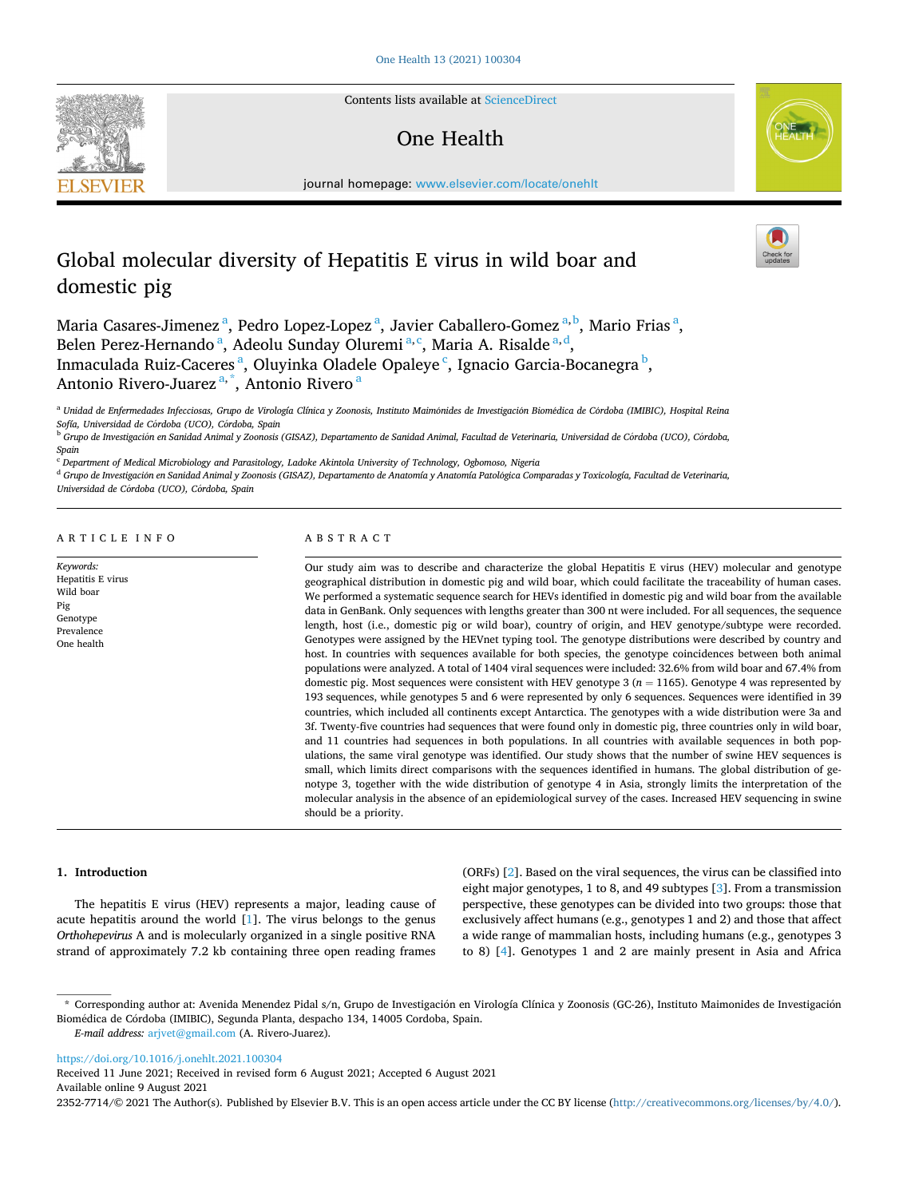# Global molecular diversity of Hepatitis E virus in wild boar and domestic pig

Maria Casares-Jimenez [a], Pedro Lopez-Lopez [a], Javier Caballero-Gomez [a,b], Mario Frias [a], Belen Perez-Hernando [a], Adeolu Sunday Oluremi [a,c], Maria A. Risalde [a,d], Inmaculada Ruiz-Caceres [a], Oluyinka Oladele Opaleye [c], Ignacio Garcia-Bocanegra [b], Antonio Rivero-Juarez [a,*], Antonio Rivero [a]

[a] Unidad de Enfermedades Infecciosas, Grupo de Virología Clínica y Zoonosis, Instituto Maimónides de Investigación Biomédica de Córdoba (IMIBIC), Hospital Reina Sofía, Universidad de Córdoba (UCO), Córdoba, Spain

[b] Grupo de Investigación en Sanidad Animal y Zoonosis (GISAZ), Departamento de Sanidad Animal, Facultad de Veterinaria, Universidad de Córdoba (UCO), Córdoba, Spain

[c] Department of Medical Microbiology and Parasitology, Ladoke Akintola University of Technology, Ogbomoso, Nigeria

[d] Grupo de Investigación en Sanidad Animal y Zoonosis (GISAZ), Departamento de Anatomía y Anatomía Patológica Comparadas y Toxicología, Facultad de Veterinaria, Universidad de Córdoba (UCO), Córdoba, Spain

## ARTICLE INFO

*Keywords:*
Hepatitis E virus
Wild boar
Pig
Genotype
Prevalence
One health

## ABSTRACT

Our study aim was to describe and characterize the global Hepatitis E virus (HEV) molecular and genotype geographical distribution in domestic pig and wild boar, which could facilitate the traceability of human cases. We performed a systematic sequence search for HEVs identified in domestic pig and wild boar from the available data in GenBank. Only sequences with lengths greater than 300 nt were included. For all sequences, the sequence length, host (i.e., domestic pig or wild boar), country of origin, and HEV genotype/subtype were recorded. Genotypes were assigned by the HEVnet typing tool. The genotype distributions were described by country and host. In countries with sequences available for both species, the genotype coincidences between both animal populations were analyzed. A total of 1404 viral sequences were included: 32.6% from wild boar and 67.4% from domestic pig. Most sequences were consistent with HEV genotype 3 ($n = 1165$). Genotype 4 was represented by 193 sequences, while genotypes 5 and 6 were represented by only 6 sequences. Sequences were identified in 39 countries, which included all continents except Antarctica. The genotypes with a wide distribution were 3a and 3f. Twenty-five countries had sequences that were found only in domestic pig, three countries only in wild boar, and 11 countries had sequences in both populations. In all countries with available sequences in both populations, the same viral genotype was identified. Our study shows that the number of swine HEV sequences is small, which limits direct comparisons with the sequences identified in humans. The global distribution of genotype 3, together with the wide distribution of genotype 4 in Asia, strongly limits the interpretation of the molecular analysis in the absence of an epidemiological survey of the cases. Increased HEV sequencing in swine should be a priority.

## 1. Introduction

The hepatitis E virus (HEV) represents a major, leading cause of acute hepatitis around the world [1]. The virus belongs to the genus *Orthohepevirus* A and is molecularly organized in a single positive RNA strand of approximately 7.2 kb containing three open reading frames (ORFs) [2]. Based on the viral sequences, the virus can be classified into eight major genotypes, 1 to 8, and 49 subtypes [3]. From a transmission perspective, these genotypes can be divided into two groups: those that exclusively affect humans (e.g., genotypes 1 and 2) and those that affect a wide range of mammalian hosts, including humans (e.g., genotypes 3 to 8) [4]. Genotypes 1 and 2 are mainly present in Asia and Africa

* Corresponding author at: Avenida Menendez Pidal s/n, Grupo de Investigación en Virología Clínica y Zoonosis (GC-26), Instituto Maimonides de Investigación Biomédica de Córdoba (IMIBIC), Segunda Planta, despacho 134, 14005 Cordoba, Spain.
*E-mail address:* arjvet@gmail.com (A. Rivero-Juarez).

https://doi.org/10.1016/j.onehlt.2021.100304
Received 11 June 2021; Received in revised form 6 August 2021; Accepted 6 August 2021
Available online 9 August 2021
2352-7714/© 2021 The Author(s). Published by Elsevier B.V. This is an open access article under the CC BY license (http://creativecommons.org/licenses/by/4.0/).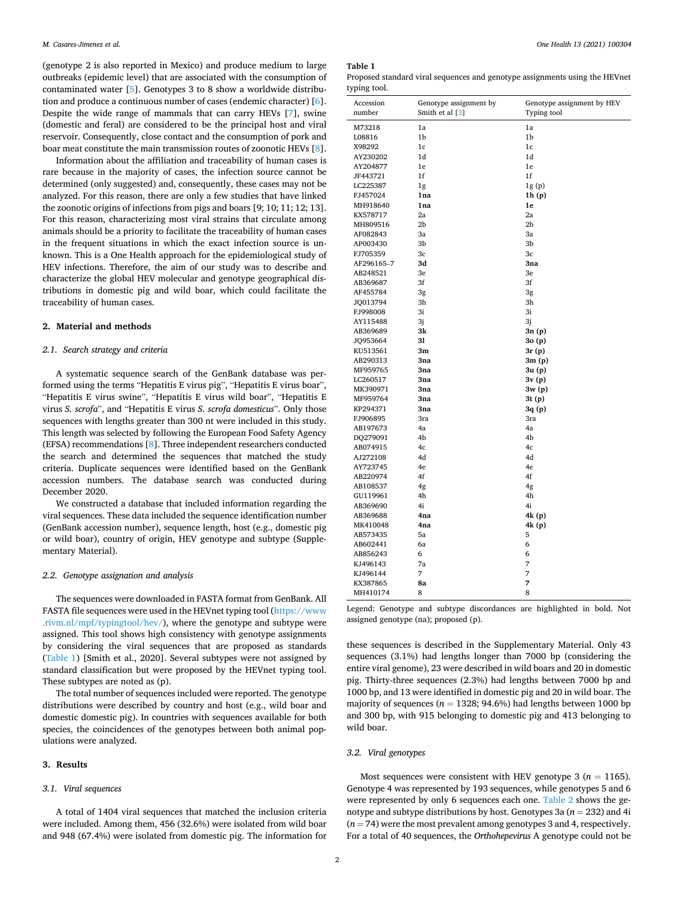(genotype 2 is also reported in Mexico) and produce medium to large outbreaks (epidemic level) that are associated with the consumption of contaminated water [5]. Genotypes 3 to 8 show a worldwide distribution and produce a continuous number of cases (endemic character) [6]. Despite the wide range of mammals that can carry HEVs [7], swine (domestic and feral) are considered to be the principal host and viral reservoir. Consequently, close contact and the consumption of pork and boar meat constitute the main transmission routes of zoonotic HEVs [8].

Information about the affiliation and traceability of human cases is rare because in the majority of cases, the infection source cannot be determined (only suggested) and, consequently, these cases may not be analyzed. For this reason, there are only a few studies that have linked the zoonotic origins of infections from pigs and boars [9; 10; 11; 12; 13]. For this reason, characterizing most viral strains that circulate among animals should be a priority to facilitate the traceability of human cases in the frequent situations in which the exact infection source is unknown. This is a One Health approach for the epidemiological study of HEV infections. Therefore, the aim of our study was to describe and characterize the global HEV molecular and genotype geographical distributions in domestic pig and wild boar, which could facilitate the traceability of human cases.

## 2. Material and methods

### 2.1. Search strategy and criteria

A systematic sequence search of the GenBank database was performed using the terms "Hepatitis E virus pig", "Hepatitis E virus boar", "Hepatitis E virus swine", "Hepatitis E virus wild boar", "Hepatitis E virus *S. scrofa*", and "Hepatitis E virus *S. scrofa domesticus*". Only those sequences with lengths greater than 300 nt were included in this study. This length was selected by following the European Food Safety Agency (EFSA) recommendations [8]. Three independent researchers conducted the search and determined the sequences that matched the study criteria. Duplicate sequences were identified based on the GenBank accession numbers. The database search was conducted during December 2020.

We constructed a database that included information regarding the viral sequences. These data included the sequence identification number (GenBank accession number), sequence length, host (e.g., domestic pig or wild boar), country of origin, HEV genotype and subtype (Supplementary Material).

### 2.2. Genotype assignation and analysis

The sequences were downloaded in FASTA format from GenBank. All FASTA file sequences were used in the HEVnet typing tool (https://www.rivm.nl/mpf/typingtool/hev/), where the genotype and subtype were assigned. This tool shows high consistency with genotype assignments by considering the viral sequences that are proposed as standards (Table 1) [Smith et al., 2020]. Several subtypes were not assigned by standard classification but were proposed by the HEVnet typing tool. These subtypes are noted as (p).

The total number of sequences included were reported. The genotype distributions were described by country and host (e.g., wild boar and domestic domestic pig). In countries with sequences available for both species, the coincidences of the genotypes between both animal populations were analyzed.

## 3. Results

### 3.1. Viral sequences

A total of 1404 viral sequences that matched the inclusion criteria were included. Among them, 456 (32.6%) were isolated from wild boar and 948 (67.4%) were isolated from domestic pig. The information for these sequences is described in the Supplementary Material. Only 43 sequences (3.1%) had lengths longer than 7000 bp (considering the entire viral genome), 23 were described in wild boars and 20 in domestic pig. Thirty-three sequences (2.3%) had lengths between 7000 bp and 1000 bp, and 13 were identified in domestic pig and 20 in wild boar. The majority of sequences ($n = 1328$; 94.6%) had lengths between 1000 bp and 300 bp, with 915 belonging to domestic pig and 413 belonging to wild boar.

### 3.2. Viral genotypes

Most sequences were consistent with HEV genotype 3 ($n = 1165$). Genotype 4 was represented by 193 sequences, while genotypes 5 and 6 were represented by only 6 sequences each one. Table 2 shows the genotype and subtype distributions by host. Genotypes 3a ($n = 232$) and 4i ($n = 74$) were the most prevalent among genotypes 3 and 4, respectively. For a total of 40 sequences, the *Orthohepevirus* A genotype could not be

**Table 1**
Proposed standard viral sequences and genotype assignments using the HEVnet typing tool.

| Accession number | Genotype assignment by Smith et al [3] | Genotype assignment by HEV Typing tool |
|---|---|---|
| M73218 | 1a | 1a |
| L08816 | 1b | 1b |
| X98292 | 1c | 1c |
| AY230202 | 1d | 1d |
| AY204877 | 1e | 1e |
| JF443721 | 1f | 1f |
| LC225387 | 1g | 1g (p) |
| FJ457024 | **1na** | **1h (p)** |
| MH918640 | **1na** | **1e** |
| KX578717 | 2a | 2a |
| MH809516 | 2b | 2b |
| AF082843 | 3a | 3a |
| AP003430 | 3b | 3b |
| FJ705359 | 3c | 3c |
| AF296165–7 | **3d** | **3na** |
| AB248521 | 3e | 3e |
| AB369687 | 3f | 3f |
| AF455784 | 3g | 3g |
| JQ013794 | 3h | 3h |
| FJ998008 | 3i | 3i |
| AY115488 | 3j | 3j |
| AB369689 | **3k** | **3n (p)** |
| JQ953664 | **3l** | **3o (p)** |
| KU513561 | **3m** | **3r (p)** |
| AB290313 | **3na** | **3m (p)** |
| MF959765 | **3na** | **3u (p)** |
| LC260517 | **3na** | **3v (p)** |
| MK390971 | **3na** | **3w (p)** |
| MF959764 | **3na** | **3t (p)** |
| KP294371 | **3na** | **3q (p)** |
| FJ906895 | 3ra | 3ra |
| AB197673 | 4a | 4a |
| DQ279091 | 4b | 4b |
| AB074915 | 4c | 4c |
| AJ272108 | 4d | 4d |
| AY723745 | 4e | 4e |
| AB220974 | 4f | 4f |
| AB108537 | 4g | 4g |
| GU119961 | 4h | 4h |
| AB369690 | 4i | 4i |
| AB369688 | **4na** | **4k (p)** |
| MK410048 | **4na** | **4k (p)** |
| AB573435 | 5a | 5 |
| AB602441 | 6a | 6 |
| AB856243 | 6 | 6 |
| KJ496143 | 7a | 7 |
| KJ496144 | 7 | 7 |
| KX387865 | **8a** | **7** |
| MH410174 | 8 | 8 |

Legend: Genotype and subtype discordances are highlighted in bold. Not assigned genotype (na); proposed (p).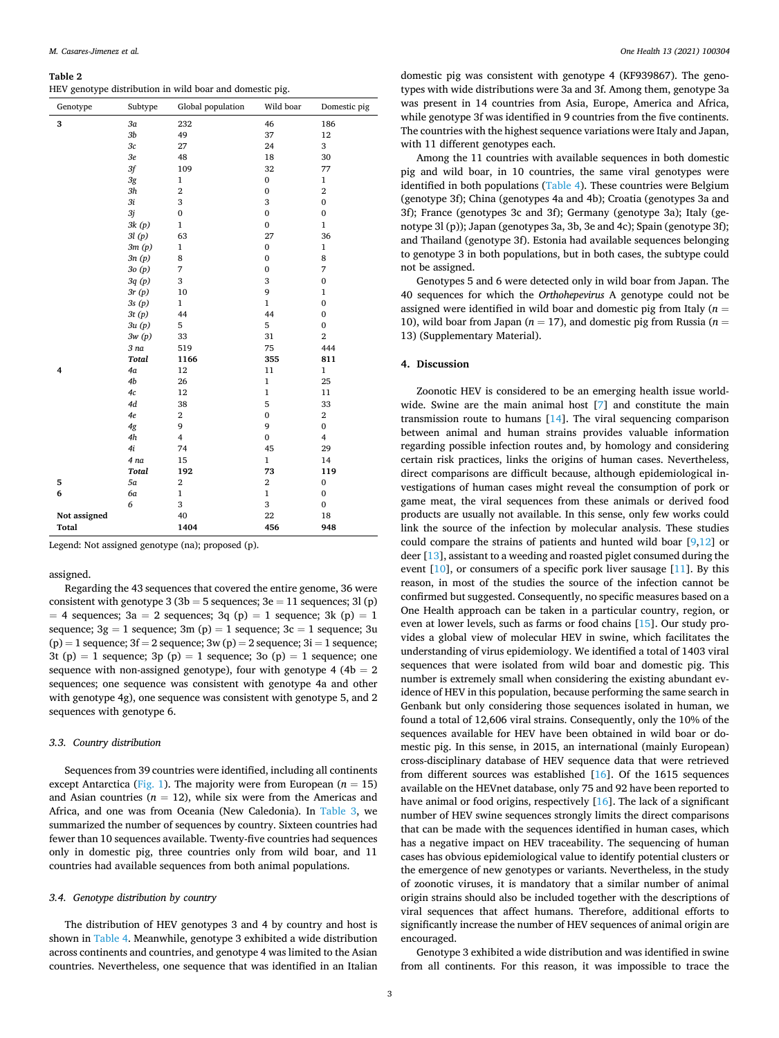**Table 2**
HEV genotype distribution in wild boar and domestic pig.

| Genotype | Subtype | Global population | Wild boar | Domestic pig |
|---|---|---|---|---|
| **3** | *3a* | 232 | 46 | 186 |
| | *3b* | 49 | 37 | 12 |
| | *3c* | 27 | 24 | 3 |
| | *3e* | 48 | 18 | 30 |
| | *3f* | 109 | 32 | 77 |
| | *3g* | 1 | 0 | 1 |
| | *3h* | 2 | 0 | 2 |
| | *3i* | 3 | 3 | 0 |
| | *3j* | 0 | 0 | 0 |
| | *3k (p)* | 1 | 0 | 1 |
| | *3l (p)* | 63 | 27 | 36 |
| | *3m (p)* | 1 | 0 | 1 |
| | *3n (p)* | 8 | 0 | 8 |
| | *3o (p)* | 7 | 0 | 7 |
| | *3q (p)* | 3 | 3 | 0 |
| | *3r (p)* | 10 | 9 | 1 |
| | *3s (p)* | 1 | 1 | 0 |
| | *3t (p)* | 44 | 44 | 0 |
| | *3u (p)* | 5 | 5 | 0 |
| | *3w (p)* | 33 | 31 | 2 |
| | *3 na* | 519 | 75 | 444 |
| | ***Total*** | **1166** | **355** | **811** |
| **4** | *4a* | 12 | 11 | 1 |
| | *4b* | 26 | 1 | 25 |
| | *4c* | 12 | 1 | 11 |
| | *4d* | 38 | 5 | 33 |
| | *4e* | 2 | 0 | 2 |
| | *4g* | 9 | 9 | 0 |
| | *4h* | 4 | 0 | 4 |
| | *4i* | 74 | 45 | 29 |
| | *4 na* | 15 | 1 | 14 |
| | ***Total*** | **192** | **73** | **119** |
| **5** | *5a* | 2 | 2 | 0 |
| **6** | *6a* | 1 | 1 | 0 |
| | *6* | 3 | 3 | 0 |
| **Not assigned** | | 40 | 22 | 18 |
| **Total** | | **1404** | **456** | **948** |

Legend: Not assigned genotype (na); proposed (p).

assigned.

Regarding the 43 sequences that covered the entire genome, 36 were consistent with genotype 3 (3b = 5 sequences; 3e = 11 sequences; 3l (p) = 4 sequences; 3a = 2 sequences; 3q (p) = 1 sequence; 3k (p) = 1 sequence; 3g = 1 sequence; 3m (p) = 1 sequence; 3c = 1 sequence; 3u (p) = 1 sequence; 3f = 2 sequence; 3w (p) = 2 sequence; 3i = 1 sequence; 3t (p) = 1 sequence; 3p (p) = 1 sequence; 3o (p) = 1 sequence; one sequence with non-assigned genotype), four with genotype 4 (4b = 2 sequences; one sequence was consistent with genotype 4a and other with genotype 4g), one sequence was consistent with genotype 5, and 2 sequences with genotype 6.

### 3.3. Country distribution

Sequences from 39 countries were identified, including all continents except Antarctica (Fig. 1). The majority were from European ($n = 15$) and Asian countries ($n = 12$), while six were from the Americas and Africa, and one was from Oceania (New Caledonia). In Table 3, we summarized the number of sequences by country. Sixteen countries had fewer than 10 sequences available. Twenty-five countries had sequences only in domestic pig, three countries only from wild boar, and 11 countries had available sequences from both animal populations.

### 3.4. Genotype distribution by country

The distribution of HEV genotypes 3 and 4 by country and host is shown in Table 4. Meanwhile, genotype 3 exhibited a wide distribution across continents and countries, and genotype 4 was limited to the Asian countries. Nevertheless, one sequence that was identified in an Italian domestic pig was consistent with genotype 4 (KF939867). The genotypes with wide distributions were 3a and 3f. Among them, genotype 3a was present in 14 countries from Asia, Europe, America and Africa, while genotype 3f was identified in 9 countries from the five continents. The countries with the highest sequence variations were Italy and Japan, with 11 different genotypes each.

Among the 11 countries with available sequences in both domestic pig and wild boar, in 10 countries, the same viral genotypes were identified in both populations (Table 4). These countries were Belgium (genotype 3f); China (genotypes 4a and 4b); Croatia (genotypes 3a and 3f); France (genotypes 3c and 3f); Germany (genotype 3a); Italy (genotype 3l (p)); Japan (genotypes 3a, 3b, 3e and 4c); Spain (genotype 3f); and Thailand (genotype 3f). Estonia had available sequences belonging to genotype 3 in both populations, but in both cases, the subtype could not be assigned.

Genotypes 5 and 6 were detected only in wild boar from Japan. The 40 sequences for which the *Orthohepevirus* A genotype could not be assigned were identified in wild boar and domestic pig from Italy ($n = 10$), wild boar from Japan ($n = 17$), and domestic pig from Russia ($n = 13$) (Supplementary Material).

## 4. Discussion

Zoonotic HEV is considered to be an emerging health issue worldwide. Swine are the main animal host [7] and constitute the main transmission route to humans [14]. The viral sequencing comparison between animal and human strains provides valuable information regarding possible infection routes and, by homology and considering certain risk practices, links the origins of human cases. Nevertheless, direct comparisons are difficult because, although epidemiological investigations of human cases might reveal the consumption of pork or game meat, the viral sequences from these animals or derived food products are usually not available. In this sense, only few works could link the source of the infection by molecular analysis. These studies could compare the strains of patients and hunted wild boar [9,12] or deer [13], assistant to a weeding and roasted piglet consumed during the event [10], or consumers of a specific pork liver sausage [11]. By this reason, in most of the studies the source of the infection cannot be confirmed but suggested. Consequently, no specific measures based on a One Health approach can be taken in a particular country, region, or even at lower levels, such as farms or food chains [15]. Our study provides a global view of molecular HEV in swine, which facilitates the understanding of virus epidemiology. We identified a total of 1403 viral sequences that were isolated from wild boar and domestic pig. This number is extremely small when considering the existing abundant evidence of HEV in this population, because performing the same search in Genbank but only considering those sequences isolated in human, we found a total of 12,606 viral strains. Consequently, only the 10% of the sequences available for HEV have been obtained in wild boar or domestic pig. In this sense, in 2015, an international (mainly European) cross-disciplinary database of HEV sequence data that were retrieved from different sources was established [16]. Of the 1615 sequences available on the HEVnet database, only 75 and 92 have been reported to have animal or food origins, respectively [16]. The lack of a significant number of HEV swine sequences strongly limits the direct comparisons that can be made with the sequences identified in human cases, which has a negative impact on HEV traceability. The sequencing of human cases has obvious epidemiological value to identify potential clusters or the emergence of new genotypes or variants. Nevertheless, in the study of zoonotic viruses, it is mandatory that a similar number of animal origin strains should also be included together with the descriptions of viral sequences that affect humans. Therefore, additional efforts to significantly increase the number of HEV sequences of animal origin are encouraged.

Genotype 3 exhibited a wide distribution and was identified in swine from all continents. For this reason, it was impossible to trace the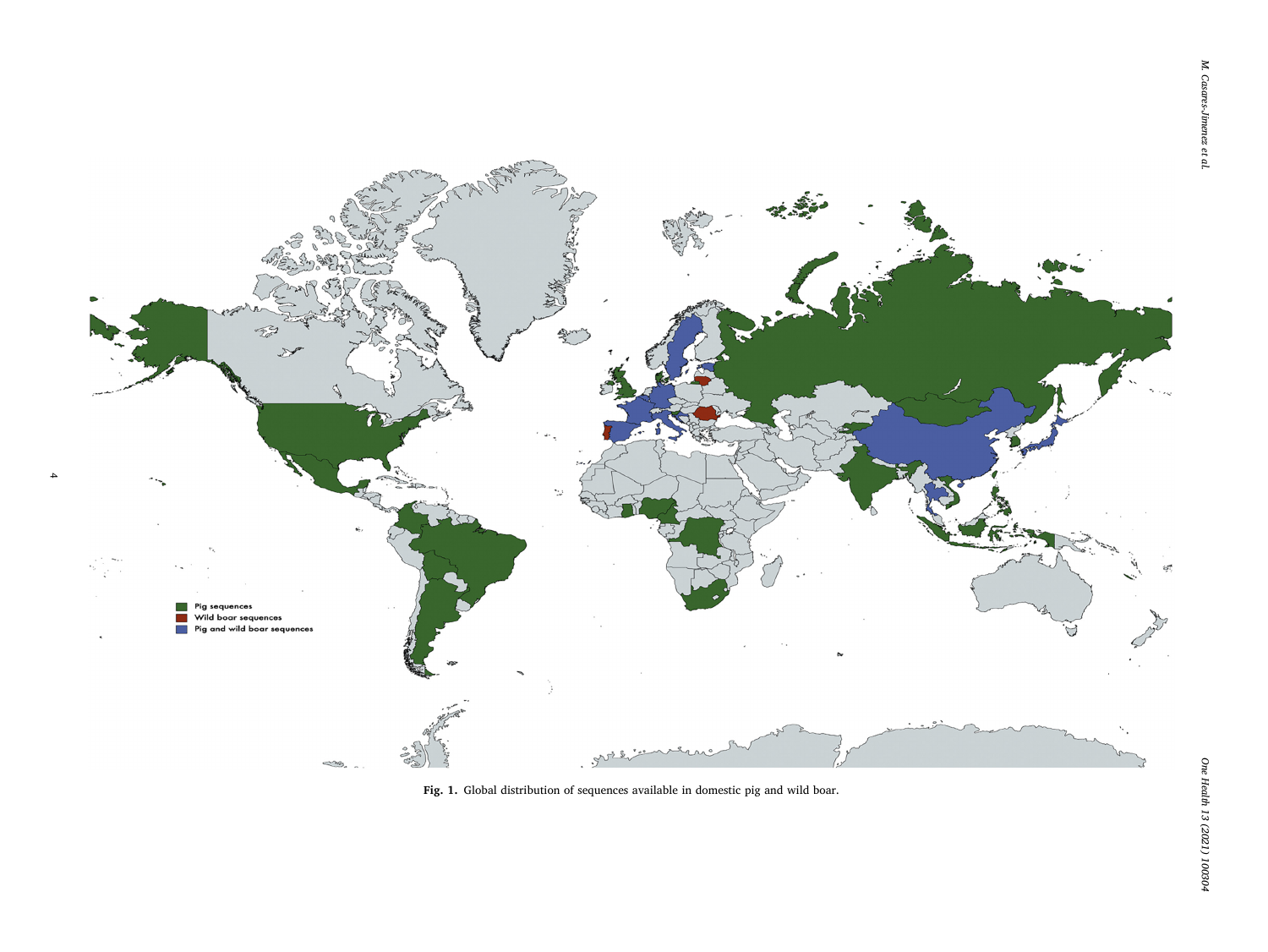Pig sequences

Wild boar sequences

Pig and wild boar sequences

**Fig. 1.** Global distribution of sequences available in domestic pig and wild boar.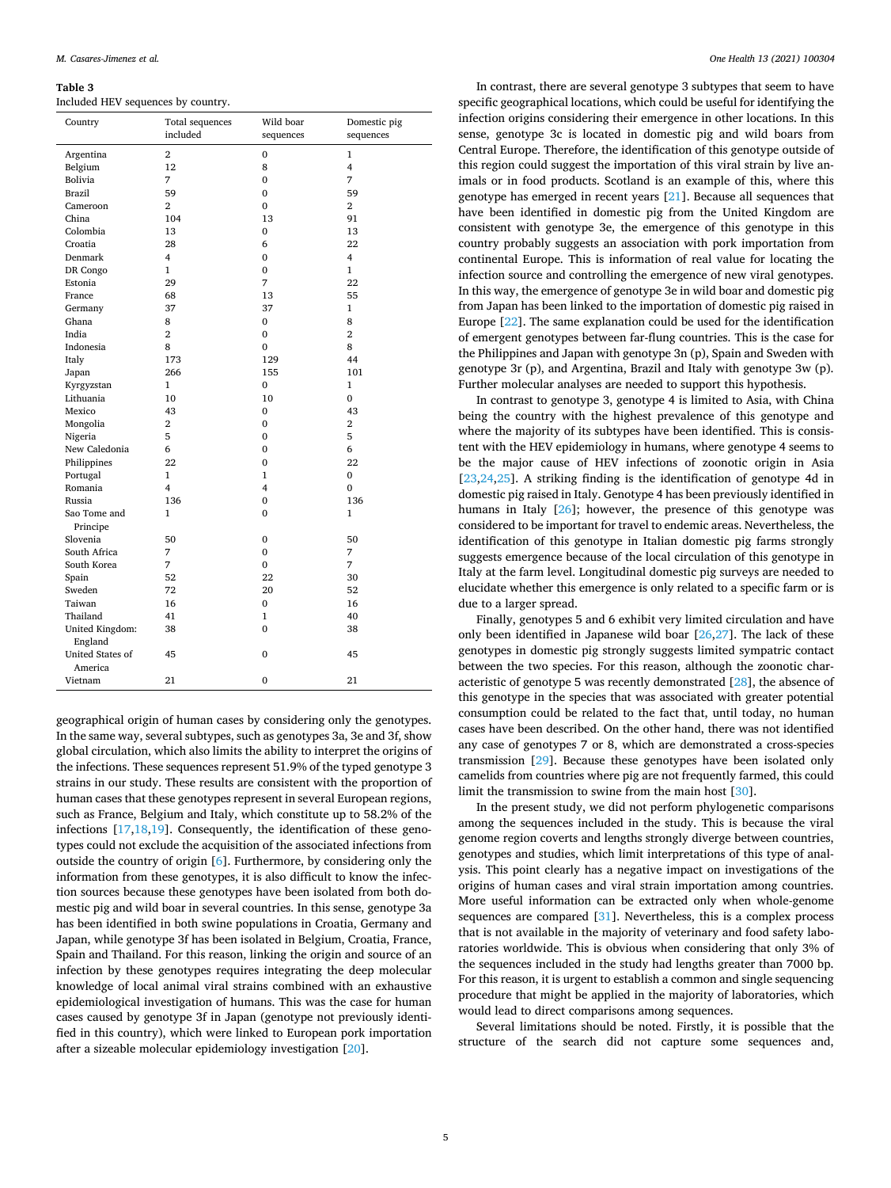**Table 3**
Included HEV sequences by country.

| Country | Total sequences included | Wild boar sequences | Domestic pig sequences |
|---|---|---|---|
| Argentina | 2 | 0 | 1 |
| Belgium | 12 | 8 | 4 |
| Bolivia | 7 | 0 | 7 |
| Brazil | 59 | 0 | 59 |
| Cameroon | 2 | 0 | 2 |
| China | 104 | 13 | 91 |
| Colombia | 13 | 0 | 13 |
| Croatia | 28 | 6 | 22 |
| Denmark | 4 | 0 | 4 |
| DR Congo | 1 | 0 | 1 |
| Estonia | 29 | 7 | 22 |
| France | 68 | 13 | 55 |
| Germany | 37 | 37 | 1 |
| Ghana | 8 | 0 | 8 |
| India | 2 | 0 | 2 |
| Indonesia | 8 | 0 | 8 |
| Italy | 173 | 129 | 44 |
| Japan | 266 | 155 | 101 |
| Kyrgyzstan | 1 | 0 | 1 |
| Lithuania | 10 | 10 | 0 |
| Mexico | 43 | 0 | 43 |
| Mongolia | 2 | 0 | 2 |
| Nigeria | 5 | 0 | 5 |
| New Caledonia | 6 | 0 | 6 |
| Philippines | 22 | 0 | 22 |
| Portugal | 1 | 1 | 0 |
| Romania | 4 | 4 | 0 |
| Russia | 136 | 0 | 136 |
| Sao Tome and Principe | 1 | 0 | 1 |
| Slovenia | 50 | 0 | 50 |
| South Africa | 7 | 0 | 7 |
| South Korea | 7 | 0 | 7 |
| Spain | 52 | 22 | 30 |
| Sweden | 72 | 20 | 52 |
| Taiwan | 16 | 0 | 16 |
| Thailand | 41 | 1 | 40 |
| United Kingdom: England | 38 | 0 | 38 |
| United States of America | 45 | 0 | 45 |
| Vietnam | 21 | 0 | 21 |

geographical origin of human cases by considering only the genotypes. In the same way, several subtypes, such as genotypes 3a, 3e and 3f, show global circulation, which also limits the ability to interpret the origins of the infections. These sequences represent 51.9% of the typed genotype 3 strains in our study. These results are consistent with the proportion of human cases that these genotypes represent in several European regions, such as France, Belgium and Italy, which constitute up to 58.2% of the infections [17,18,19]. Consequently, the identification of these genotypes could not exclude the acquisition of the associated infections from outside the country of origin [6]. Furthermore, by considering only the information from these genotypes, it is also difficult to know the infection sources because these genotypes have been isolated from both domestic pig and wild boar in several countries. In this sense, genotype 3a has been identified in both swine populations in Croatia, Germany and Japan, while genotype 3f has been isolated in Belgium, Croatia, France, Spain and Thailand. For this reason, linking the origin and source of an infection by these genotypes requires integrating the deep molecular knowledge of local animal viral strains combined with an exhaustive epidemiological investigation of humans. This was the case for human cases caused by genotype 3f in Japan (genotype not previously identified in this country), which were linked to European pork importation after a sizeable molecular epidemiology investigation [20].

In contrast, there are several genotype 3 subtypes that seem to have specific geographical locations, which could be useful for identifying the infection origins considering their emergence in other locations. In this sense, genotype 3c is located in domestic pig and wild boars from Central Europe. Therefore, the identification of this genotype outside of this region could suggest the importation of this viral strain by live animals or in food products. Scotland is an example of this, where this genotype has emerged in recent years [21]. Because all sequences that have been identified in domestic pig from the United Kingdom are consistent with genotype 3e, the emergence of this genotype in this country probably suggests an association with pork importation from continental Europe. This is information of real value for locating the infection source and controlling the emergence of new viral genotypes. In this way, the emergence of genotype 3e in wild boar and domestic pig from Japan has been linked to the importation of domestic pig raised in Europe [22]. The same explanation could be used for the identification of emergent genotypes between far-flung countries. This is the case for the Philippines and Japan with genotype 3n (p), Spain and Sweden with genotype 3r (p), and Argentina, Brazil and Italy with genotype 3w (p). Further molecular analyses are needed to support this hypothesis.

In contrast to genotype 3, genotype 4 is limited to Asia, with China being the country with the highest prevalence of this genotype and where the majority of its subtypes have been identified. This is consistent with the HEV epidemiology in humans, where genotype 4 seems to be the major cause of HEV infections of zoonotic origin in Asia [23,24,25]. A striking finding is the identification of genotype 4d in domestic pig raised in Italy. Genotype 4 has been previously identified in humans in Italy [26]; however, the presence of this genotype was considered to be important for travel to endemic areas. Nevertheless, the identification of this genotype in Italian domestic pig farms strongly suggests emergence because of the local circulation of this genotype in Italy at the farm level. Longitudinal domestic pig surveys are needed to elucidate whether this emergence is only related to a specific farm or is due to a larger spread.

Finally, genotypes 5 and 6 exhibit very limited circulation and have only been identified in Japanese wild boar [26,27]. The lack of these genotypes in domestic pig strongly suggests limited sympatric contact between the two species. For this reason, although the zoonotic characteristic of genotype 5 was recently demonstrated [28], the absence of this genotype in the species that was associated with greater potential consumption could be related to the fact that, until today, no human cases have been described. On the other hand, there was not identified any case of genotypes 7 or 8, which are demonstrated a cross-species transmission [29]. Because these genotypes have been isolated only camelids from countries where pig are not frequently farmed, this could limit the transmission to swine from the main host [30].

In the present study, we did not perform phylogenetic comparisons among the sequences included in the study. This is because the viral genome region coverts and lengths strongly diverge between countries, genotypes and studies, which limit interpretations of this type of analysis. This point clearly has a negative impact on investigations of the origins of human cases and viral strain importation among countries. More useful information can be extracted only when whole-genome sequences are compared [31]. Nevertheless, this is a complex process that is not available in the majority of veterinary and food safety laboratories worldwide. This is obvious when considering that only 3% of the sequences included in the study had lengths greater than 7000 bp. For this reason, it is urgent to establish a common and single sequencing procedure that might be applied in the majority of laboratories, which would lead to direct comparisons among sequences.

Several limitations should be noted. Firstly, it is possible that the structure of the search did not capture some sequences and,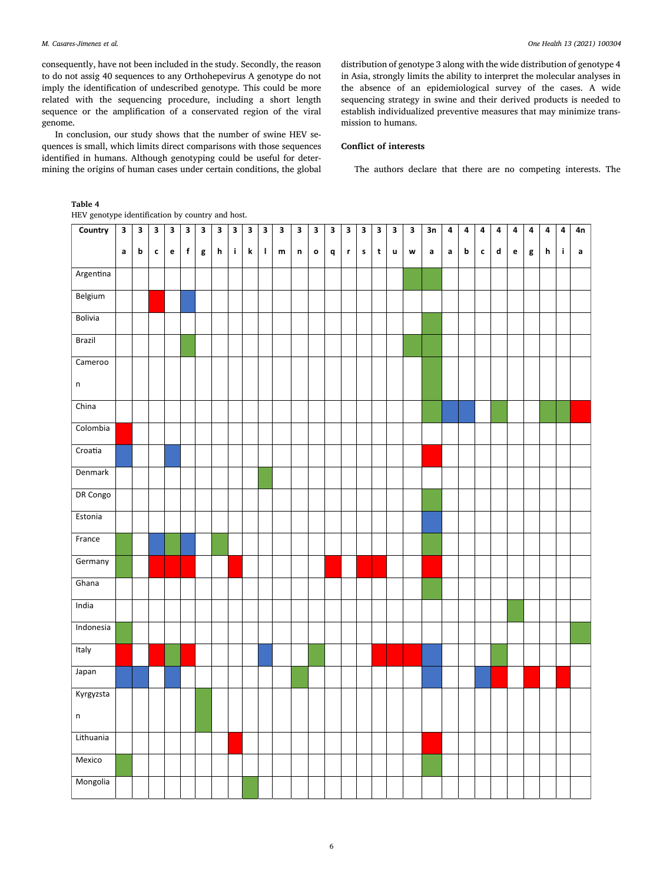consequently, have not been included in the study. Secondly, the reason to do not assig 40 sequences to any Orthohepevirus A genotype do not imply the identification of undescribed genotype. This could be more related with the sequencing procedure, including a short length sequence or the amplification of a conservated region of the viral genome.

In conclusion, our study shows that the number of swine HEV sequences is small, which limits direct comparisons with those sequences identified in humans. Although genotyping could be useful for determining the origins of human cases under certain conditions, the global distribution of genotype 3 along with the wide distribution of genotype 4 in Asia, strongly limits the ability to interpret the molecular analyses in the absence of an epidemiological survey of the cases. A wide sequencing strategy in swine and their derived products is needed to establish individualized preventive measures that may minimize transmission to humans.

## Conflict of interests

The authors declare that there are no competing interests. The

**Table 4**
HEV genotype identification by country and host.

| Country | 3a | 3b | 3c | 3e | 3f | 3g | 3h | 3i | 3k | 3l | 3m | 3n | 3o | 3q | 3r | 3s | 3t | 3u | 3w | 3n a | 4a | 4b | 4c | 4d | 4e | 4g | 4h | 4i | 4n a |
|---|---|---|---|---|---|---|---|---|---|---|---|---|---|---|---|---|---|---|---|---|---|---|---|---|---|---|---|---|---|
| Argentina | | | | | | | | | | | | | | | | | | | Green | Green | | | | | | | | | |
| Belgium | | | Red | | Blue | | | | | | | | | | | | | | | | | | | | | | | | |
| Bolivia | | | | | | | | | | | | | | | | | | | | Green | | | | | | | | | |
| Brazil | | | | | Green | | | | | | | | | | | | | | Green | Green | | | | | | | | | |
| Cameroon | | | | | | | | | | | | | | | | | | | | Green | | | | | | | | | |
| China | | | | | | | | | | | | | | | | | | | | Green | Blue | Blue | | Green | | | Green | Green | Red |
| Colombia | Red | | | | | | | | | | | | | | | | | | | | | | | | | | | | |
| Croatia | Blue | | | Blue | | | | | | | | | | | | | | | | Red | | | | | | | | | |
| Denmark | | | | | | | | | | Green | | | | | | | | | | | | | | | | | | | |
| DR Congo | | | | | | | | | | | | | | | | | | | | Green | | | | | | | | | |
| Estonia | | | | | | | | | | | | | | | | | | | | Blue | | | | | | | | | |
| France | Green | | Blue | Green | Blue | | Green | | | | | | | | | | | | | Green | | | | | | | | | |
| Germany | Green | | Red | Red | Red | | | Red | | | | | | Red | | Red | Red | | | Red | | | | | | | | | |
| Ghana | | | | | | | | | | | | | | | | | | | | Green | | | | | | | | | |
| India | | | | | | | | | | | | | | | | | | | | | | | | | Green | | | | |
| Indonesia | Green | | | | | | | | | | | | | | | | | | | | | | | | | | | | Green |
| Italy | Red | | Red | Green | Red | | | | | Blue | | | Green | | | | Red | Red | Red | Blue | | | | Green | | | | | |
| Japan | Blue | Blue | | Blue | | | | | | | | Green | | | | | | | | Blue | | | Blue | Red | | Red | | Red | |
| Kyrgyzstan | | | | | | Green | | | | | | | | | | | | | | | | | | | | | | | |
| Lithuania | | | | | | | | Red | | | | | | | | | | | | Red | | | | | | | | | |
| Mexico | Green | | | | | | | | | | | | | | | | | | | Green | | | | | | | | | |
| Mongolia | | | | | | | | | Green | | | | | | | | | | | | | | | | | | | | |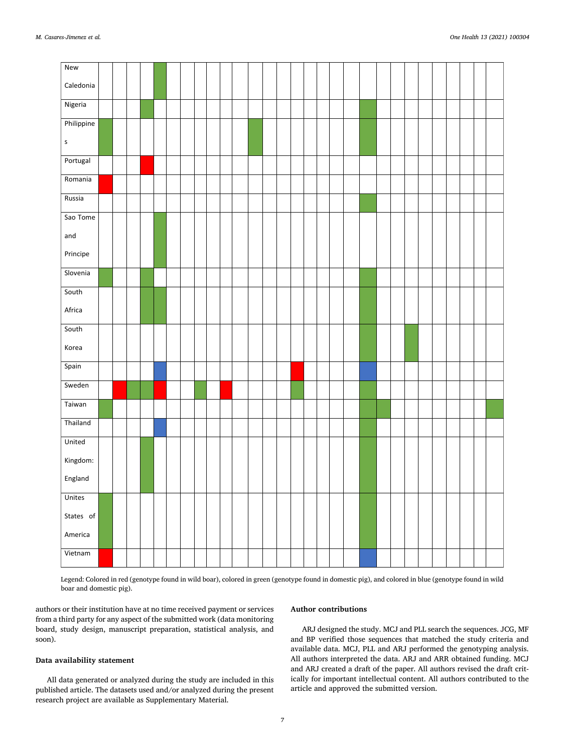| | | | | | | | | | | | | | | | | | | | | | | | | | | | | | |
|---|---|---|---|---|---|---|---|---|---|---|---|---|---|---|---|---|---|---|---|---|---|---|---|---|---|---|---|---|---|
| New Caledonia | | | | | Green | | | | | | | | | | | | | | | | | | | | | | | | |
| Nigeria | | | | Green | | | | | | | | | | | | | | | | Green | | | | | | | | | |
| Philippines | Green | | | | | | | | | | | Green | | | | | | | | Green | | | | | | | | | |
| Portugal | | | | Red | | | | | | | | | | | | | | | | | | | | | | | | | |
| Romania | Red | | | | | | | | | | | | | | | | | | | | | | | | | | | | |
| Russia | | | | | | | | | | | | | | | | | | | | Green | | | | | | | | | |
| Sao Tome and Principe | | | | | Green | | | | | | | | | | | | | | | | | | | | | | | | |
| Slovenia | Green | | | Green | | | | | | | | | | | | | | | | Green | | | | | | | | | |
| South Africa | | | | Green | Green | | | | | | | | | | | | | | | Green | | | | | | | | | |
| South Korea | | | | | | | | | | | | | | | | | | | | Green | | | Green | | | | | | |
| Spain | | | | | Blue | | | | | | | | | | Red | | | | | Blue | | | | | | | | | |
| Sweden | | Red | Green | Green | Red | | | Green | | Red | | | | | Green | | | | | Green | | | | | | | | | |
| Taiwan | Green | | | | | | | | | | | | | | | | | | | Green | Green | | | | | | | | Green |
| Thailand | | | | | Blue | | | | | | | | | | | | | | | Green | | | | | | | | | |
| United Kingdom: England | | | | Green | | | | | | | | | | | | | | | | Green | | | | | | | | | |
| Unites States of America | Green | | | | | | | | | | | | | | | | | | | Green | | | | | | | | | |
| Vietnam | Red | | | | | | | | | | | | | | | | | | | Blue | | | | | | | | | |

Legend: Colored in red (genotype found in wild boar), colored in green (genotype found in domestic pig), and colored in blue (genotype found in wild boar and domestic pig).

authors or their institution have at no time received payment or services from a third party for any aspect of the submitted work (data monitoring board, study design, manuscript preparation, statistical analysis, and soon).

#### Data availability statement

All data generated or analyzed during the study are included in this published article. The datasets used and/or analyzed during the present research project are available as Supplementary Material.

#### Author contributions

ARJ designed the study. MCJ and PLL search the sequences. JCG, MF and BP verified those sequences that matched the study criteria and available data. MCJ, PLL and ARJ performed the genotyping analysis. All authors interpreted the data. ARJ and ARR obtained funding. MCJ and ARJ created a draft of the paper. All authors revised the draft critically for important intellectual content. All authors contributed to the article and approved the submitted version.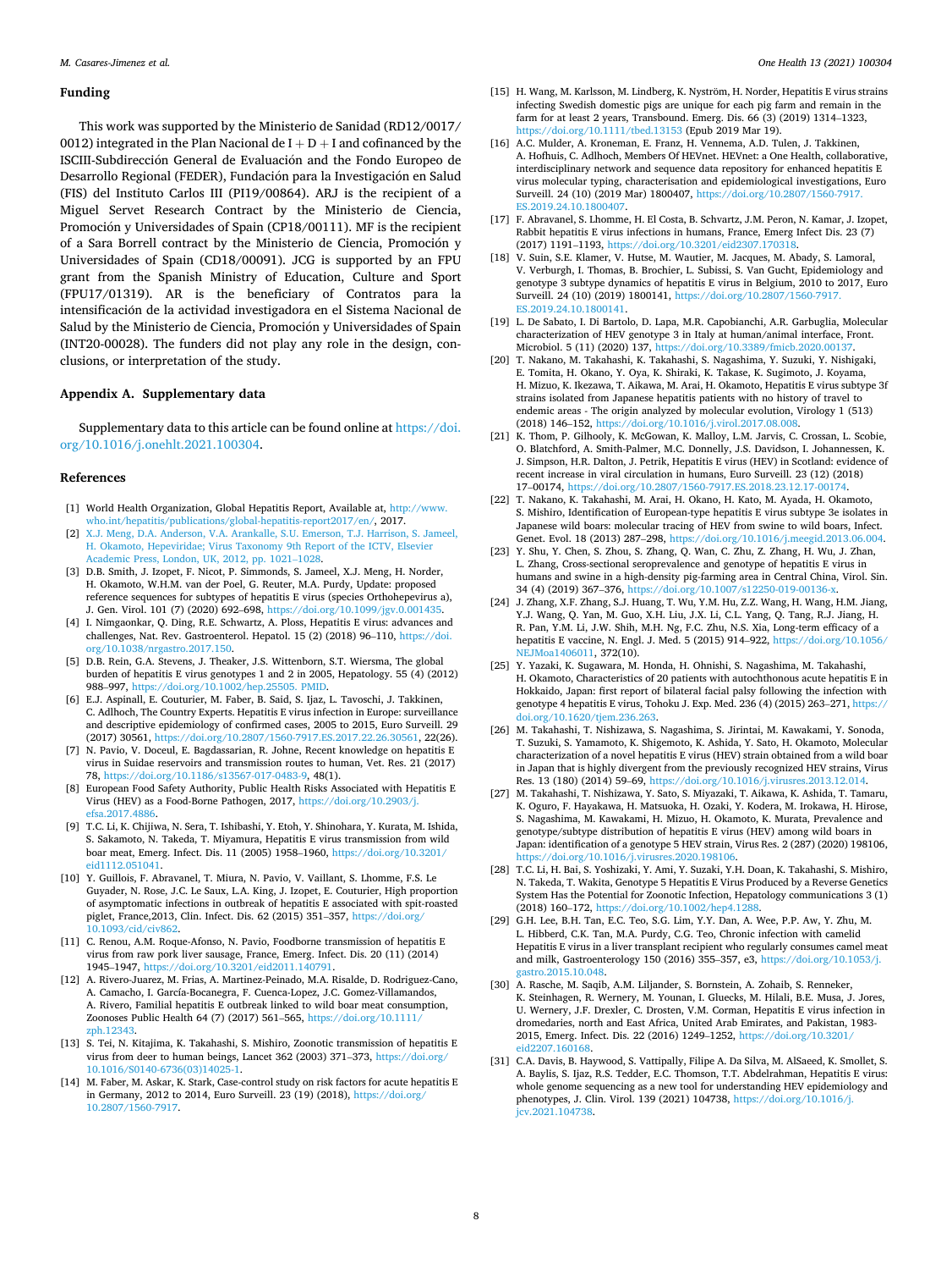## Funding

This work was supported by the Ministerio de Sanidad (RD12/0017/0012) integrated in the Plan Nacional de I + D + I and cofinanced by the ISCIII-Subdirección General de Evaluación and the Fondo Europeo de Desarrollo Regional (FEDER), Fundación para la Investigación en Salud (FIS) del Instituto Carlos III (PI19/00864). ARJ is the recipient of a Miguel Servet Research Contract by the Ministerio de Ciencia, Promoción y Universidades of Spain (CP18/00111). MF is the recipient of a Sara Borrell contract by the Ministerio de Ciencia, Promoción y Universidades of Spain (CD18/00091). JCG is supported by an FPU grant from the Spanish Ministry of Education, Culture and Sport (FPU17/01319). AR is the beneficiary of Contratos para la intensificación de la actividad investigadora en el Sistema Nacional de Salud by the Ministerio de Ciencia, Promoción y Universidades of Spain (INT20-00028). The funders did not play any role in the design, conclusions, or interpretation of the study.

## Appendix A. Supplementary data

Supplementary data to this article can be found online at https://doi.org/10.1016/j.onehlt.2021.100304.

## References

[1] World Health Organization, Global Hepatitis Report, Available at, http://www.who.int/hepatitis/publications/global-hepatitis-report2017/en/, 2017.

[2] X.J. Meng, D.A. Anderson, V.A. Arankalle, S.U. Emerson, T.J. Harrison, S. Jameel, H. Okamoto, Hepeviridae; Virus Taxonomy 9th Report of the ICTV, Elsevier Academic Press, London, UK, 2012, pp. 1021–1028.

[3] D.B. Smith, J. Izopet, F. Nicot, P. Simmonds, S. Jameel, X.J. Meng, H. Norder, H. Okamoto, W.H.M. van der Poel, G. Reuter, M.A. Purdy, Update: proposed reference sequences for subtypes of hepatitis E virus (species Orthohepevirus a), J. Gen. Virol. 101 (7) (2020) 692–698, https://doi.org/10.1099/jgv.0.001435.

[4] I. Nimgaonkar, Q. Ding, R.E. Schwartz, A. Ploss, Hepatitis E virus: advances and challenges, Nat. Rev. Gastroenterol. Hepatol. 15 (2) (2018) 96–110, https://doi.org/10.1038/nrgastro.2017.150.

[5] D.B. Rein, G.A. Stevens, J. Theaker, J.S. Wittenborn, S.T. Wiersma, The global burden of hepatitis E virus genotypes 1 and 2 in 2005, Hepatology. 55 (4) (2012) 988–997, https://doi.org/10.1002/hep.25505. PMID.

[6] E.J. Aspinall, E. Couturier, M. Faber, B. Said, S. Ijaz, L. Tavoschi, J. Takkinen, C. Adlhoch, The Country Experts. Hepatitis E virus infection in Europe: surveillance and descriptive epidemiology of confirmed cases, 2005 to 2015, Euro Surveill. 29 (2017) 30561, https://doi.org/10.2807/1560-7917.ES.2017.22.26.30561, 22(26).

[7] N. Pavio, V. Doceul, E. Bagdassarian, R. Johne, Recent knowledge on hepatitis E virus in Suidae reservoirs and transmission routes to human, Vet. Res. 21 (2017) 78, https://doi.org/10.1186/s13567-017-0483-9, 48(1).

[8] European Food Safety Authority, Public Health Risks Associated with Hepatitis E Virus (HEV) as a Food-Borne Pathogen, 2017, https://doi.org/10.2903/j.efsa.2017.4886.

[9] T.C. Li, K. Chijiwa, N. Sera, T. Ishibashi, Y. Etoh, Y. Shinohara, Y. Kurata, M. Ishida, S. Sakamoto, N. Takeda, T. Miyamura, Hepatitis E virus transmission from wild boar meat, Emerg. Infect. Dis. 11 (2005) 1958–1960, https://doi.org/10.3201/eid1112.051041.

[10] Y. Guillois, F. Abravanel, T. Miura, N. Pavio, V. Vaillant, S. Lhomme, F.S. Le Guyader, N. Rose, J.C. Le Saux, L.A. King, J. Izopet, E. Couturier, High proportion of asymptomatic infections in outbreak of hepatitis E associated with spit-roasted piglet, France,2013, Clin. Infect. Dis. 62 (2015) 351–357, https://doi.org/10.1093/cid/civ862.

[11] C. Renou, A.M. Roque-Afonso, N. Pavio, Foodborne transmission of hepatitis E virus from raw pork liver sausage, France, Emerg. Infect. Dis. 20 (11) (2014) 1945–1947, https://doi.org/10.3201/eid2011.140791.

[12] A. Rivero-Juarez, M. Frias, A. Martinez-Peinado, M.A. Risalde, D. Rodriguez-Cano, A. Camacho, I. García-Bocanegra, F. Cuenca-Lopez, J.C. Gomez-Villamandos, A. Rivero, Familial hepatitis E outbreak linked to wild boar meat consumption, Zoonoses Public Health 64 (7) (2017) 561–565, https://doi.org/10.1111/zph.12343.

[13] S. Tei, N. Kitajima, K. Takahashi, S. Mishiro, Zoonotic transmission of hepatitis E virus from deer to human beings, Lancet 362 (2003) 371–373, https://doi.org/10.1016/S0140-6736(03)14025-1.

[14] M. Faber, M. Askar, K. Stark, Case-control study on risk factors for acute hepatitis E in Germany, 2012 to 2014, Euro Surveill. 23 (19) (2018), https://doi.org/10.2807/1560-7917.

[15] H. Wang, M. Karlsson, M. Lindberg, K. Nyström, H. Norder, Hepatitis E virus strains infecting Swedish domestic pigs are unique for each pig farm and remain in the farm for at least 2 years, Transbound. Emerg. Dis. 66 (3) (2019) 1314–1323, https://doi.org/10.1111/tbed.13153 (Epub 2019 Mar 19).

[16] A.C. Mulder, A. Kroneman, E. Franz, H. Vennema, A.D. Tulen, J. Takkinen, A. Hofhuis, C. Adlhoch, Members Of HEVnet. HEVnet: a One Health, collaborative, interdisciplinary network and sequence data repository for enhanced hepatitis E virus molecular typing, characterisation and epidemiological investigations, Euro Surveill. 24 (10) (2019 Mar) 1800407, https://doi.org/10.2807/1560-7917.ES.2019.24.10.1800407.

[17] F. Abravanel, S. Lhomme, H. El Costa, B. Schvartz, J.M. Peron, N. Kamar, J. Izopet, Rabbit hepatitis E virus infections in humans, France, Emerg Infect Dis. 23 (7) (2017) 1191–1193, https://doi.org/10.3201/eid2307.170318.

[18] V. Suin, S.E. Klamer, V. Hutse, M. Wautier, M. Jacques, M. Abady, S. Lamoral, V. Verburgh, I. Thomas, B. Brochier, L. Subissi, S. Van Gucht, Epidemiology and genotype 3 subtype dynamics of hepatitis E virus in Belgium, 2010 to 2017, Euro Surveill. 24 (10) (2019) 1800141, https://doi.org/10.2807/1560-7917.ES.2019.24.10.1800141.

[19] L. De Sabato, I. Di Bartolo, D. Lapa, M.R. Capobianchi, A.R. Garbuglia, Molecular characterization of HEV genotype 3 in Italy at human/animal interface, Front. Microbiol. 5 (11) (2020) 137, https://doi.org/10.3389/fmicb.2020.00137.

[20] T. Nakano, M. Takahashi, K. Takahashi, S. Nagashima, Y. Suzuki, Y. Nishigaki, E. Tomita, H. Okano, Y. Oya, K. Shiraki, K. Takase, K. Sugimoto, J. Koyama, H. Mizuo, K. Ikezawa, T. Aikawa, M. Arai, H. Okamoto, Hepatitis E virus subtype 3f strains isolated from Japanese hepatitis patients with no history of travel to endemic areas - The origin analyzed by molecular evolution, Virology 1 (513) (2018) 146–152, https://doi.org/10.1016/j.virol.2017.08.008.

[21] K. Thom, P. Gilhooly, K. McGowan, K. Malloy, L.M. Jarvis, C. Crossan, L. Scobie, O. Blatchford, A. Smith-Palmer, M.C. Donnelly, J.S. Davidson, I. Johannessen, K. J. Simpson, H.R. Dalton, J. Petrik, Hepatitis E virus (HEV) in Scotland: evidence of recent increase in viral circulation in humans, Euro Surveill. 23 (12) (2018) 17–00174, https://doi.org/10.2807/1560-7917.ES.2018.23.12.17-00174.

[22] T. Nakano, K. Takahashi, M. Arai, H. Okano, H. Kato, M. Ayada, H. Okamoto, S. Mishiro, Identification of European-type hepatitis E virus subtype 3e isolates in Japanese wild boars: molecular tracing of HEV from swine to wild boars, Infect. Genet. Evol. 18 (2013) 287–298, https://doi.org/10.1016/j.meegid.2013.06.004.

[23] Y. Shu, Y. Chen, S. Zhou, S. Zhang, Q. Wan, C. Zhu, Z. Zhang, H. Wu, J. Zhan, L. Zhang, Cross-sectional seroprevalence and genotype of hepatitis E virus in humans and swine in a high-density pig-farming area in Central China, Virol. Sin. 34 (4) (2019) 367–376, https://doi.org/10.1007/s12250-019-00136-x.

[24] J. Zhang, X.F. Zhang, S.J. Huang, T. Wu, Y.M. Hu, Z.Z. Wang, H. Wang, H.M. Jiang, Y.J. Wang, Q. Yan, M. Guo, X.H. Liu, J.X. Li, C.L. Yang, Q. Tang, R.J. Jiang, H. R. Pan, Y.M. Li, J.W. Shih, M.H. Ng, F.C. Zhu, N.S. Xia, Long-term efficacy of a hepatitis E vaccine, N. Engl. J. Med. 5 (2015) 914–922, https://doi.org/10.1056/NEJMoa1406011, 372(10).

[25] Y. Yazaki, K. Sugawara, M. Honda, H. Ohnishi, S. Nagashima, M. Takahashi, H. Okamoto, Characteristics of 20 patients with autochthonous acute hepatitis E in Hokkaido, Japan: first report of bilateral facial palsy following the infection with genotype 4 hepatitis E virus, Tohoku J. Exp. Med. 236 (4) (2015) 263–271, https://doi.org/10.1620/tjem.236.263.

[26] M. Takahashi, T. Nishizawa, S. Nagashima, S. Jirintai, M. Kawakami, Y. Sonoda, T. Suzuki, S. Yamamoto, K. Shigemoto, K. Ashida, Y. Sato, H. Okamoto, Molecular characterization of a novel hepatitis E virus (HEV) strain obtained from a wild boar in Japan that is highly divergent from the previously recognized HEV strains, Virus Res. 13 (180) (2014) 59–69, https://doi.org/10.1016/j.virusres.2013.12.014.

[27] M. Takahashi, T. Nishizawa, Y. Sato, S. Miyazaki, T. Aikawa, K. Ashida, T. Tamaru, K. Oguro, F. Hayakawa, H. Matsuoka, H. Ozaki, Y. Kodera, M. Irokawa, H. Hirose, S. Nagashima, M. Kawamiri, H. Mizuo, H. Okamoto, K. Murata, Prevalence and genotype/subtype distribution of hepatitis E virus (HEV) among wild boars in Japan: identification of a genotype 5 HEV strain, Virus Res. 2 (287) (2020) 198106, https://doi.org/10.1016/j.virusres.2020.198106.

[28] T.C. Li, H. Bai, S. Yoshizaki, Y. Ami, Y. Suzaki, Y.H. Doan, K. Takahashi, S. Mishiro, N. Takeda, T. Wakita, Genotype 5 Hepatitis E Virus Produced by a Reverse Genetics System Has the Potential for Zoonotic Infection, Hepatology communications 3 (1) (2018) 160–172, https://doi.org/10.1002/hep4.1288.

[29] G.H. Lee, B.H. Tan, E.C. Teo, S.G. Lim, Y.Y. Dan, A. Wee, P.P. Aw, Y. Zhu, M. L. Hibberd, C.K. Tan, M.A. Purdy, C.G. Teo, Chronic infection with camelid Hepatitis E virus in a liver transplant recipient who regularly consumes camel meat and milk, Gastroenterology 150 (2016) 355–357, e3, https://doi.org/10.1053/j.gastro.2015.10.048.

[30] A. Rasche, M. Saqib, A.M. Liljander, S. Bornstein, A. Zohaib, S. Renneker, K. Steinhagen, R. Wernery, M. Younan, I. Gluecks, M. Hilali, B.E. Musa, J. Jores, U. Wernery, J.F. Drexler, C. Drosten, V.M. Corman, Hepatitis E virus infection in dromedaries, north and East Africa, United Arab Emirates, and Pakistan, 1983-2015, Emerg. Infect. Dis. 22 (2016) 1249–1252, https://doi.org/10.3201/eid2207.160168.

[31] C.A. Davis, B. Haywood, S. Vattipally, Filipe A. Da Silva, M. AlSaeed, K. Smollet, S. A. Baylis, S. Ijaz, R.S. Tedder, E.C. Thomson, T.T. Abdelrahman, Hepatitis E virus: whole genome sequencing as a new tool for understanding HEV epidemiology and phenotypes, J. Clin. Virol. 139 (2021) 104738, https://doi.org/10.1016/j.jcv.2021.104738.